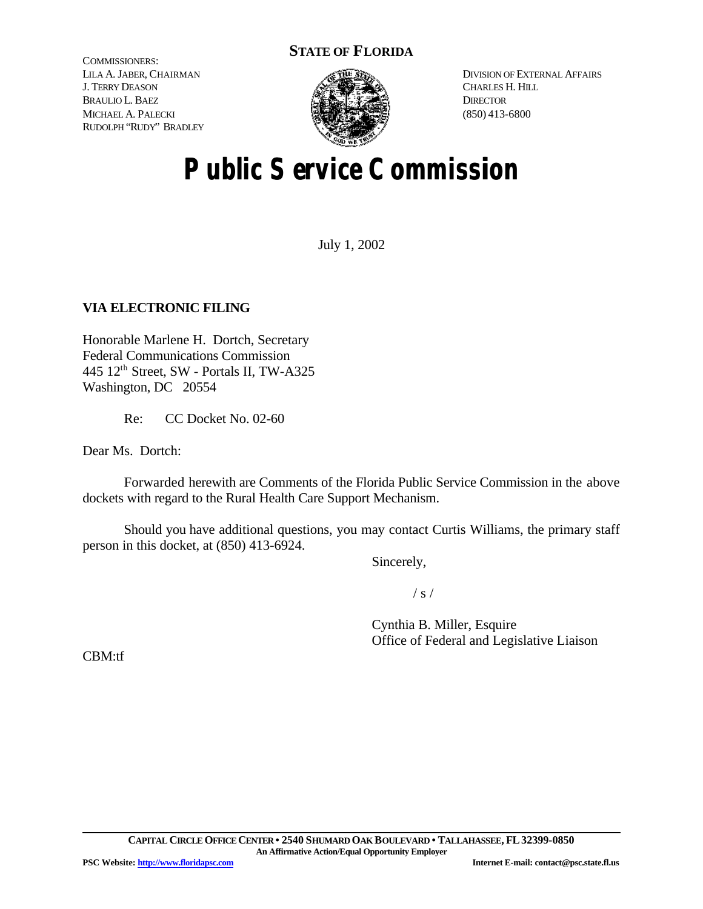**STATE OF FLORIDA**

COMMISSIONERS:
LILA A. JABER, CHAIRMAN
J. TERRY DEASON
BRAULIO L. BAEZ
MICHAEL A. PALECKI
RUDOLPH "RUDY" BRADLEY

DIVISION OF EXTERNAL AFFAIRS
CHARLES H. HILL
DIRECTOR
(850) 413-6800

# Public Service Commission

July 1, 2002

**VIA ELECTRONIC FILING**

Honorable Marlene H. Dortch, Secretary
Federal Communications Commission
445 12th Street, SW - Portals II, TW-A325
Washington, DC 20554

Re: CC Docket No. 02-60

Dear Ms. Dortch:

Forwarded herewith are Comments of the Florida Public Service Commission in the above dockets with regard to the Rural Health Care Support Mechanism.

Should you have additional questions, you may contact Curtis Williams, the primary staff person in this docket, at (850) 413-6924.

Sincerely,

/ s /

Cynthia B. Miller, Esquire
Office of Federal and Legislative Liaison

CBM:tf

CAPITAL CIRCLE OFFICE CENTER • 2540 SHUMARD OAK BOULEVARD • TALLAHASSEE, FL 32399-0850
An Affirmative Action/Equal Opportunity Employer
PSC Website: http://www.floridapsc.com
Internet E-mail: contact@psc.state.fl.us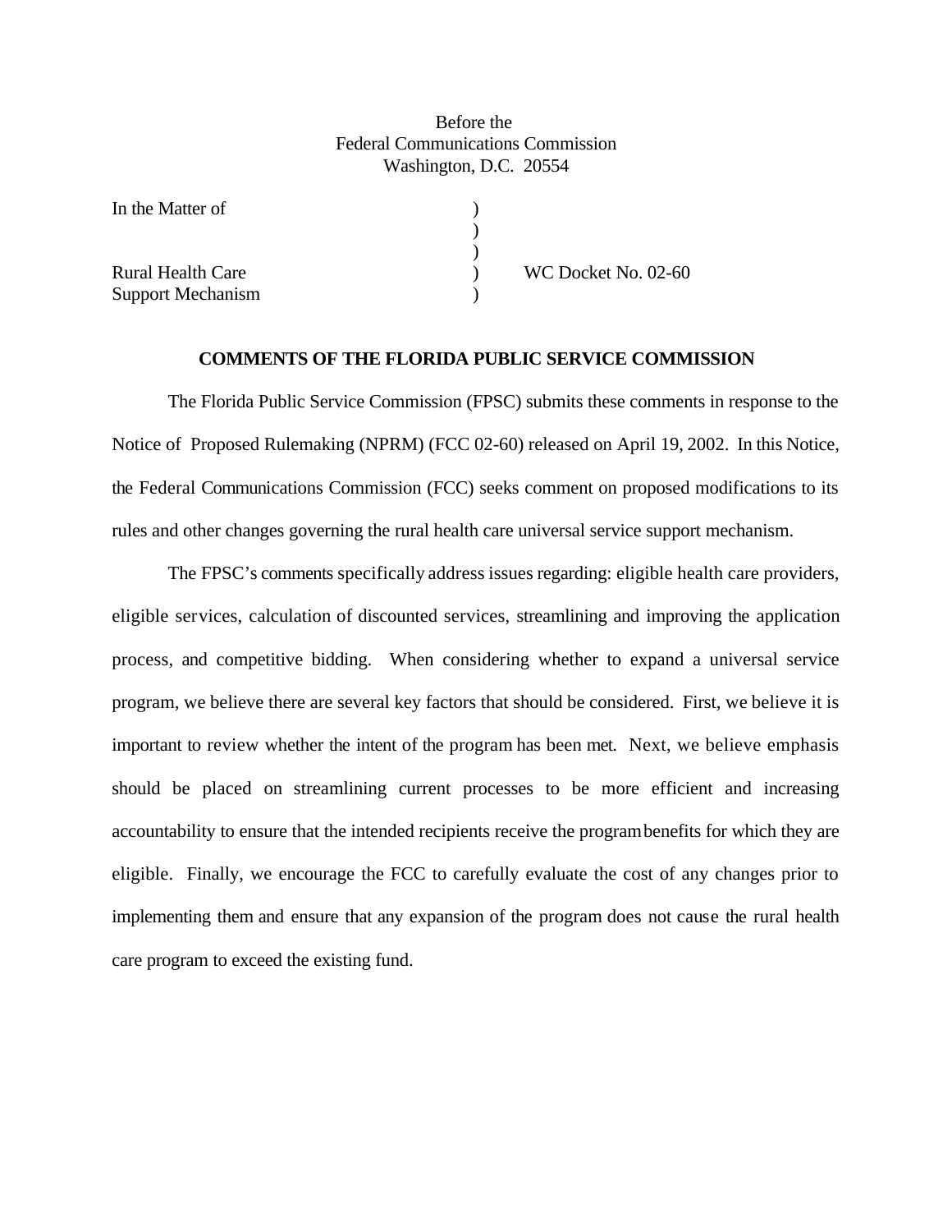Before the
Federal Communications Commission
Washington, D.C. 20554

| In the Matter of | ) | |
|---|---|---|
| | ) | |
| | ) | |
| Rural Health Care | ) | WC Docket No. 02-60 |
| Support Mechanism | ) | |

## COMMENTS OF THE FLORIDA PUBLIC SERVICE COMMISSION

The Florida Public Service Commission (FPSC) submits these comments in response to the Notice of Proposed Rulemaking (NPRM) (FCC 02-60) released on April 19, 2002. In this Notice, the Federal Communications Commission (FCC) seeks comment on proposed modifications to its rules and other changes governing the rural health care universal service support mechanism.

The FPSC's comments specifically address issues regarding: eligible health care providers, eligible services, calculation of discounted services, streamlining and improving the application process, and competitive bidding. When considering whether to expand a universal service program, we believe there are several key factors that should be considered. First, we believe it is important to review whether the intent of the program has been met. Next, we believe emphasis should be placed on streamlining current processes to be more efficient and increasing accountability to ensure that the intended recipients receive the program benefits for which they are eligible. Finally, we encourage the FCC to carefully evaluate the cost of any changes prior to implementing them and ensure that any expansion of the program does not cause the rural health care program to exceed the existing fund.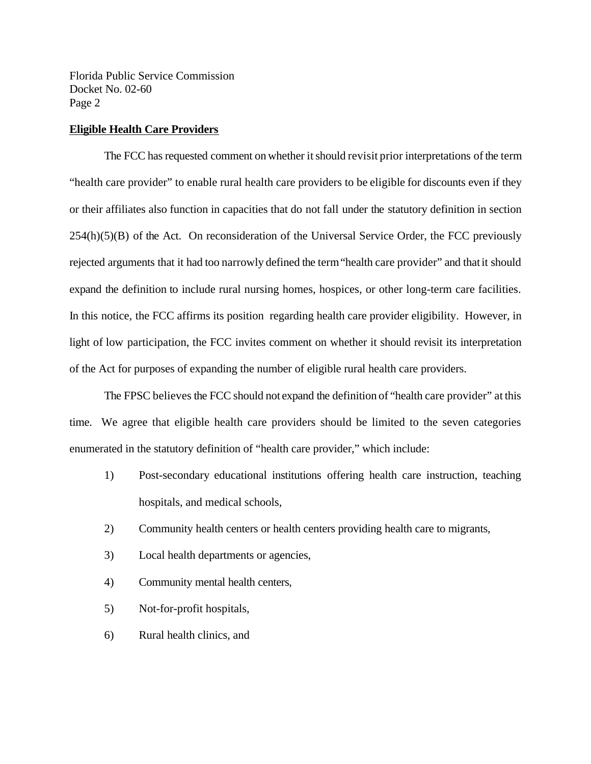**Eligible Health Care Providers**

The FCC has requested comment on whether it should revisit prior interpretations of the term "health care provider" to enable rural health care providers to be eligible for discounts even if they or their affiliates also function in capacities that do not fall under the statutory definition in section 254(h)(5)(B) of the Act. On reconsideration of the Universal Service Order, the FCC previously rejected arguments that it had too narrowly defined the term "health care provider" and that it should expand the definition to include rural nursing homes, hospices, or other long-term care facilities. In this notice, the FCC affirms its position regarding health care provider eligibility. However, in light of low participation, the FCC invites comment on whether it should revisit its interpretation of the Act for purposes of expanding the number of eligible rural health care providers.

The FPSC believes the FCC should not expand the definition of "health care provider" at this time. We agree that eligible health care providers should be limited to the seven categories enumerated in the statutory definition of "health care provider," which include:

1) Post-secondary educational institutions offering health care instruction, teaching hospitals, and medical schools,
2) Community health centers or health centers providing health care to migrants,
3) Local health departments or agencies,
4) Community mental health centers,
5) Not-for-profit hospitals,
6) Rural health clinics, and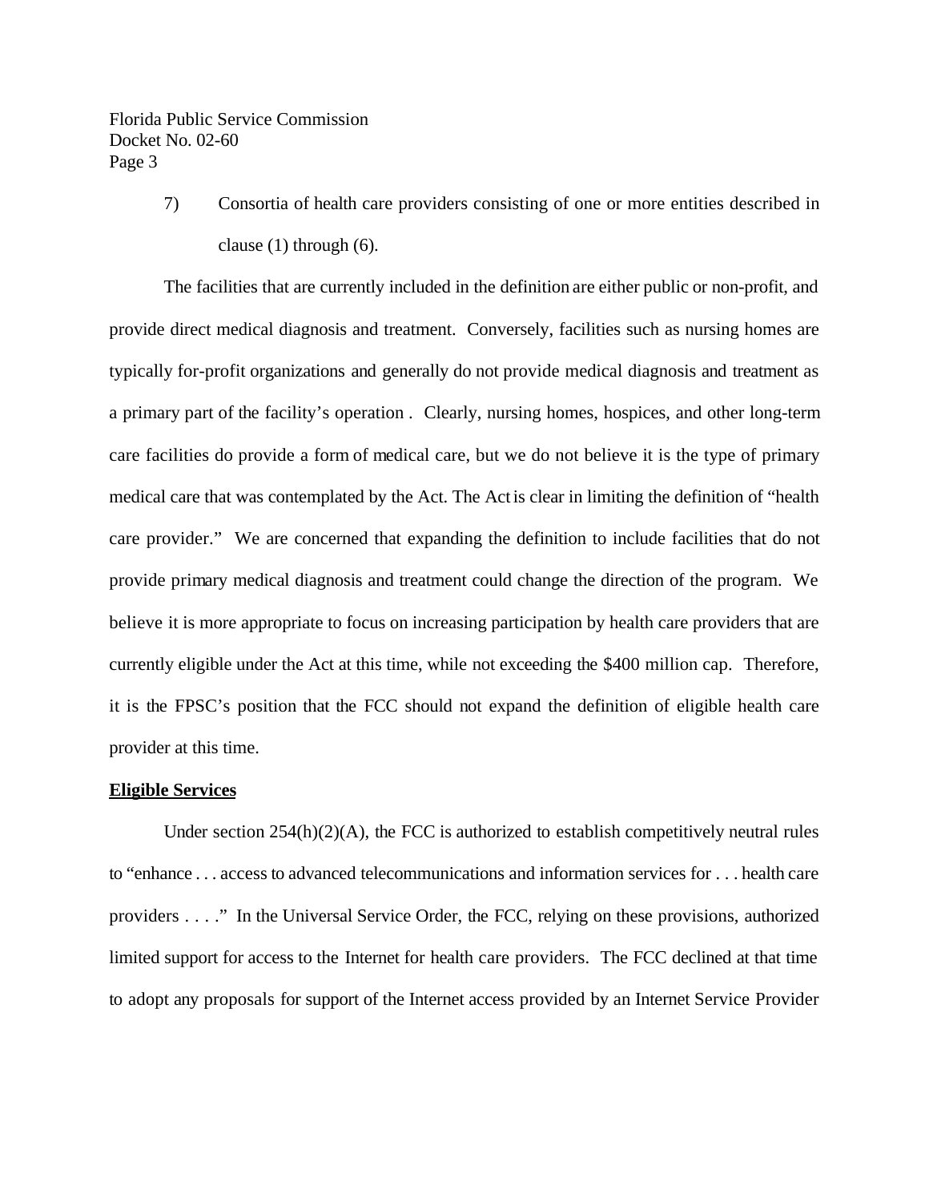7) Consortia of health care providers consisting of one or more entities described in clause (1) through (6).

The facilities that are currently included in the definition are either public or non-profit, and provide direct medical diagnosis and treatment. Conversely, facilities such as nursing homes are typically for-profit organizations and generally do not provide medical diagnosis and treatment as a primary part of the facility's operation . Clearly, nursing homes, hospices, and other long-term care facilities do provide a form of medical care, but we do not believe it is the type of primary medical care that was contemplated by the Act. The Act is clear in limiting the definition of "health care provider." We are concerned that expanding the definition to include facilities that do not provide primary medical diagnosis and treatment could change the direction of the program. We believe it is more appropriate to focus on increasing participation by health care providers that are currently eligible under the Act at this time, while not exceeding the $400 million cap. Therefore, it is the FPSC's position that the FCC should not expand the definition of eligible health care provider at this time.

**Eligible Services**

Under section 254(h)(2)(A), the FCC is authorized to establish competitively neutral rules to "enhance . . . access to advanced telecommunications and information services for . . . health care providers . . . ." In the Universal Service Order, the FCC, relying on these provisions, authorized limited support for access to the Internet for health care providers. The FCC declined at that time to adopt any proposals for support of the Internet access provided by an Internet Service Provider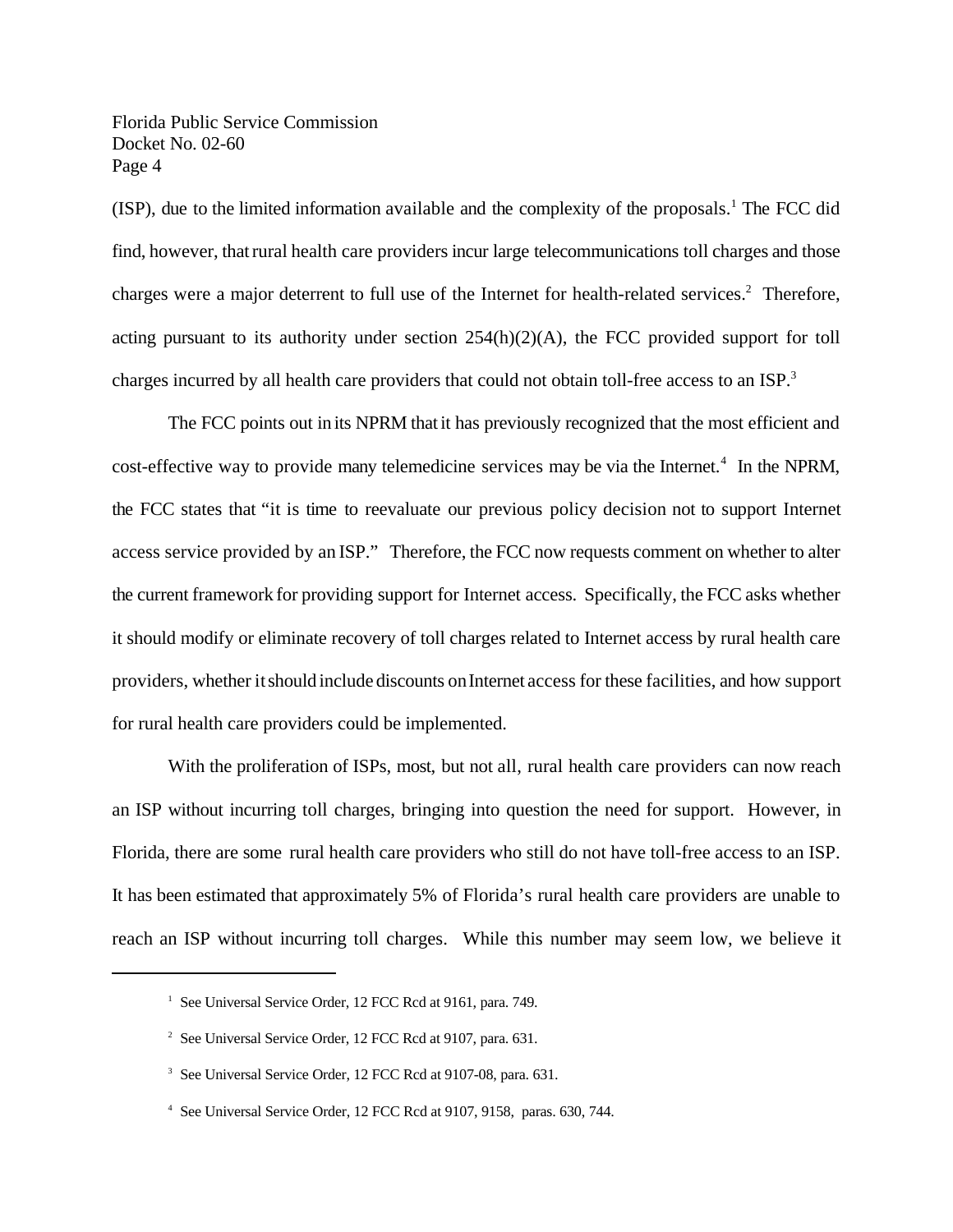(ISP), due to the limited information available and the complexity of the proposals.[1] The FCC did find, however, that rural health care providers incur large telecommunications toll charges and those charges were a major deterrent to full use of the Internet for health-related services.[2] Therefore, acting pursuant to its authority under section 254(h)(2)(A), the FCC provided support for toll charges incurred by all health care providers that could not obtain toll-free access to an ISP.[3]

The FCC points out in its NPRM that it has previously recognized that the most efficient and cost-effective way to provide many telemedicine services may be via the Internet.[4] In the NPRM, the FCC states that "it is time to reevaluate our previous policy decision not to support Internet access service provided by an ISP." Therefore, the FCC now requests comment on whether to alter the current framework for providing support for Internet access. Specifically, the FCC asks whether it should modify or eliminate recovery of toll charges related to Internet access by rural health care providers, whether it should include discounts on Internet access for these facilities, and how support for rural health care providers could be implemented.

With the proliferation of ISPs, most, but not all, rural health care providers can now reach an ISP without incurring toll charges, bringing into question the need for support. However, in Florida, there are some rural health care providers who still do not have toll-free access to an ISP. It has been estimated that approximately 5% of Florida's rural health care providers are unable to reach an ISP without incurring toll charges. While this number may seem low, we believe it

---

[1] See Universal Service Order, 12 FCC Rcd at 9161, para. 749.

[2] See Universal Service Order, 12 FCC Rcd at 9107, para. 631.

[3] See Universal Service Order, 12 FCC Rcd at 9107-08, para. 631.

[4] See Universal Service Order, 12 FCC Rcd at 9107, 9158, paras. 630, 744.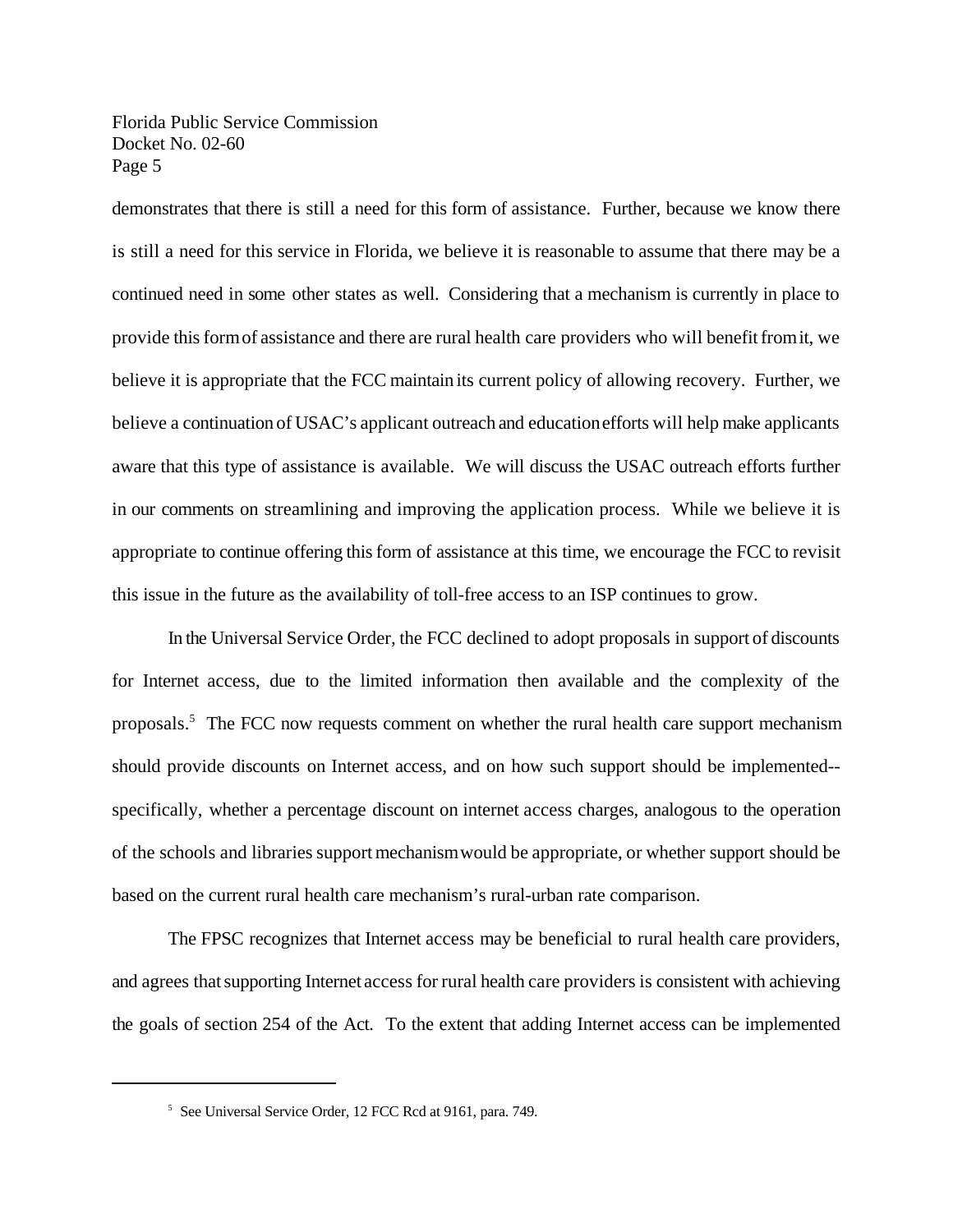demonstrates that there is still a need for this form of assistance. Further, because we know there is still a need for this service in Florida, we believe it is reasonable to assume that there may be a continued need in some other states as well. Considering that a mechanism is currently in place to provide this form of assistance and there are rural health care providers who will benefit from it, we believe it is appropriate that the FCC maintain its current policy of allowing recovery. Further, we believe a continuation of USAC's applicant outreach and education efforts will help make applicants aware that this type of assistance is available. We will discuss the USAC outreach efforts further in our comments on streamlining and improving the application process. While we believe it is appropriate to continue offering this form of assistance at this time, we encourage the FCC to revisit this issue in the future as the availability of toll-free access to an ISP continues to grow.

In the Universal Service Order, the FCC declined to adopt proposals in support of discounts for Internet access, due to the limited information then available and the complexity of the proposals.[5] The FCC now requests comment on whether the rural health care support mechanism should provide discounts on Internet access, and on how such support should be implemented--specifically, whether a percentage discount on internet access charges, analogous to the operation of the schools and libraries support mechanism would be appropriate, or whether support should be based on the current rural health care mechanism's rural-urban rate comparison.

The FPSC recognizes that Internet access may be beneficial to rural health care providers, and agrees that supporting Internet access for rural health care providers is consistent with achieving the goals of section 254 of the Act. To the extent that adding Internet access can be implemented

---

[5] See Universal Service Order, 12 FCC Rcd at 9161, para. 749.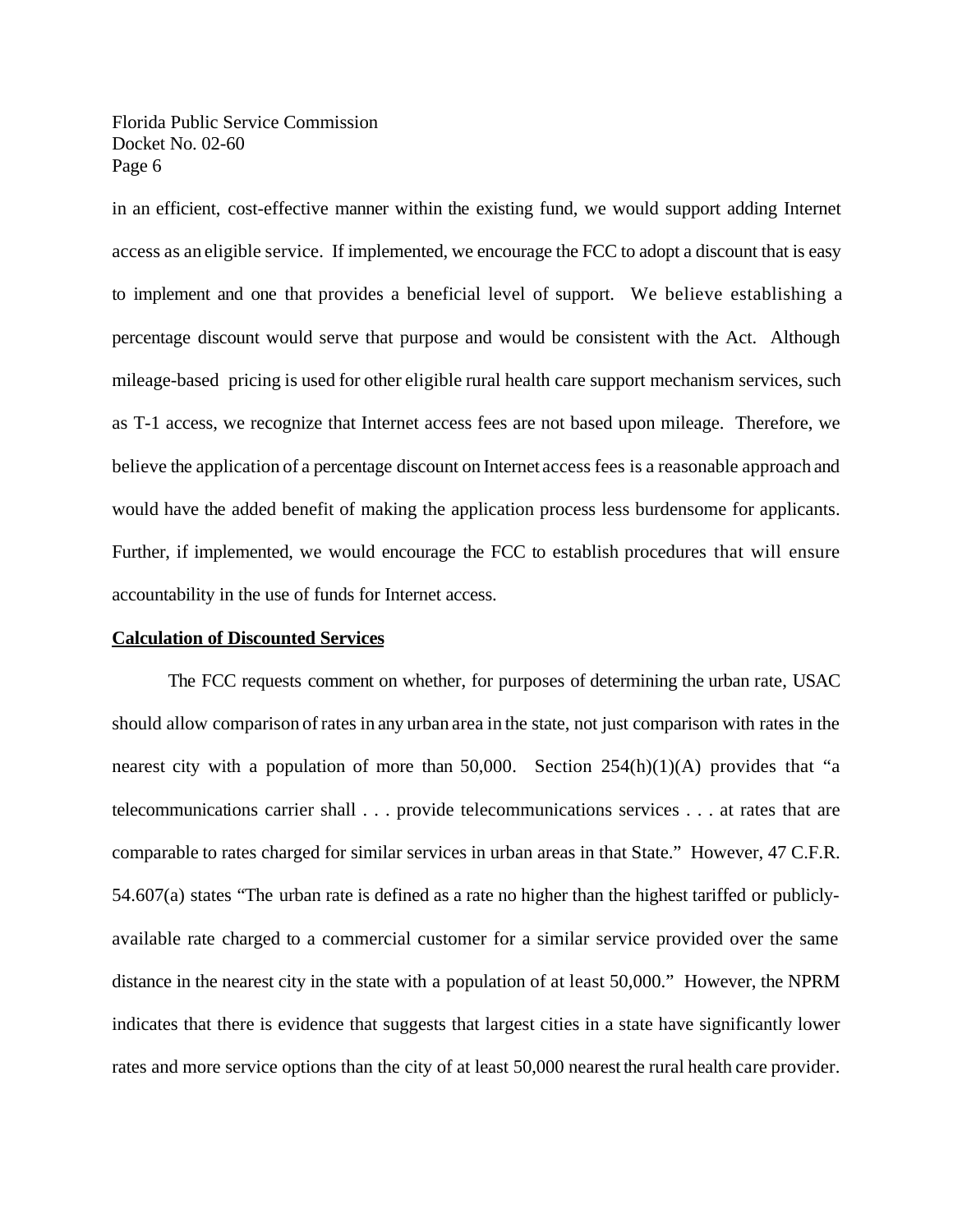in an efficient, cost-effective manner within the existing fund, we would support adding Internet access as an eligible service. If implemented, we encourage the FCC to adopt a discount that is easy to implement and one that provides a beneficial level of support. We believe establishing a percentage discount would serve that purpose and would be consistent with the Act. Although mileage-based pricing is used for other eligible rural health care support mechanism services, such as T-1 access, we recognize that Internet access fees are not based upon mileage. Therefore, we believe the application of a percentage discount on Internet access fees is a reasonable approach and would have the added benefit of making the application process less burdensome for applicants. Further, if implemented, we would encourage the FCC to establish procedures that will ensure accountability in the use of funds for Internet access.

**Calculation of Discounted Services**

The FCC requests comment on whether, for purposes of determining the urban rate, USAC should allow comparison of rates in any urban area in the state, not just comparison with rates in the nearest city with a population of more than 50,000. Section 254(h)(1)(A) provides that "a telecommunications carrier shall . . . provide telecommunications services . . . at rates that are comparable to rates charged for similar services in urban areas in that State." However, 47 C.F.R. 54.607(a) states "The urban rate is defined as a rate no higher than the highest tariffed or publicly-available rate charged to a commercial customer for a similar service provided over the same distance in the nearest city in the state with a population of at least 50,000." However, the NPRM indicates that there is evidence that suggests that largest cities in a state have significantly lower rates and more service options than the city of at least 50,000 nearest the rural health care provider.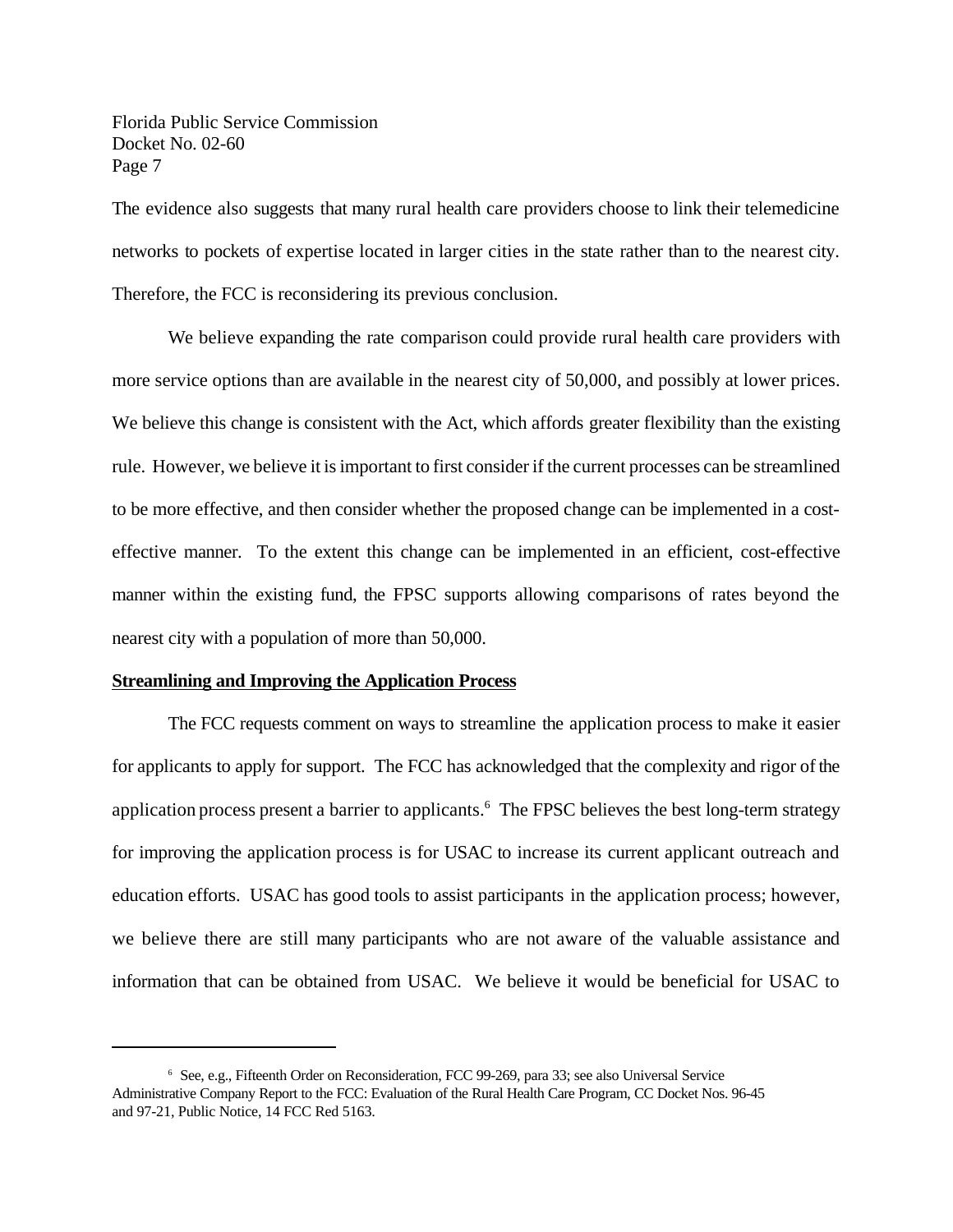The evidence also suggests that many rural health care providers choose to link their telemedicine networks to pockets of expertise located in larger cities in the state rather than to the nearest city. Therefore, the FCC is reconsidering its previous conclusion.

We believe expanding the rate comparison could provide rural health care providers with more service options than are available in the nearest city of 50,000, and possibly at lower prices. We believe this change is consistent with the Act, which affords greater flexibility than the existing rule. However, we believe it is important to first consider if the current processes can be streamlined to be more effective, and then consider whether the proposed change can be implemented in a cost-effective manner. To the extent this change can be implemented in an efficient, cost-effective manner within the existing fund, the FPSC supports allowing comparisons of rates beyond the nearest city with a population of more than 50,000.

**Streamlining and Improving the Application Process**

The FCC requests comment on ways to streamline the application process to make it easier for applicants to apply for support. The FCC has acknowledged that the complexity and rigor of the application process present a barrier to applicants.[6] The FPSC believes the best long-term strategy for improving the application process is for USAC to increase its current applicant outreach and education efforts. USAC has good tools to assist participants in the application process; however, we believe there are still many participants who are not aware of the valuable assistance and information that can be obtained from USAC. We believe it would be beneficial for USAC to

---

[6] See, e.g., Fifteenth Order on Reconsideration, FCC 99-269, para 33; see also Universal Service Administrative Company Report to the FCC: Evaluation of the Rural Health Care Program, CC Docket Nos. 96-45 and 97-21, Public Notice, 14 FCC Rcd 5163.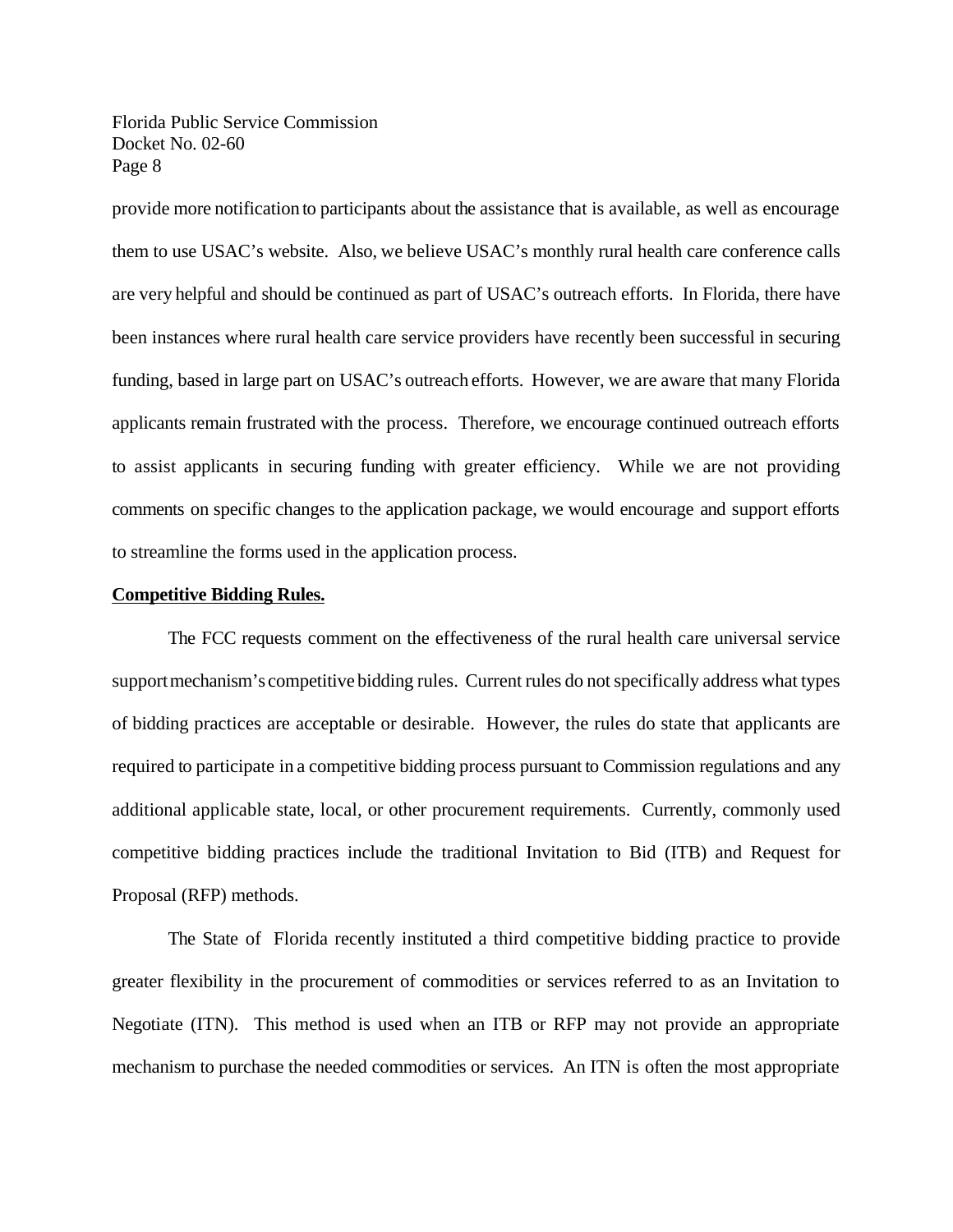provide more notification to participants about the assistance that is available, as well as encourage them to use USAC's website. Also, we believe USAC's monthly rural health care conference calls are very helpful and should be continued as part of USAC's outreach efforts. In Florida, there have been instances where rural health care service providers have recently been successful in securing funding, based in large part on USAC's outreach efforts. However, we are aware that many Florida applicants remain frustrated with the process. Therefore, we encourage continued outreach efforts to assist applicants in securing funding with greater efficiency. While we are not providing comments on specific changes to the application package, we would encourage and support efforts to streamline the forms used in the application process.

**Competitive Bidding Rules.**

The FCC requests comment on the effectiveness of the rural health care universal service support mechanism's competitive bidding rules. Current rules do not specifically address what types of bidding practices are acceptable or desirable. However, the rules do state that applicants are required to participate in a competitive bidding process pursuant to Commission regulations and any additional applicable state, local, or other procurement requirements. Currently, commonly used competitive bidding practices include the traditional Invitation to Bid (ITB) and Request for Proposal (RFP) methods.

The State of Florida recently instituted a third competitive bidding practice to provide greater flexibility in the procurement of commodities or services referred to as an Invitation to Negotiate (ITN). This method is used when an ITB or RFP may not provide an appropriate mechanism to purchase the needed commodities or services. An ITN is often the most appropriate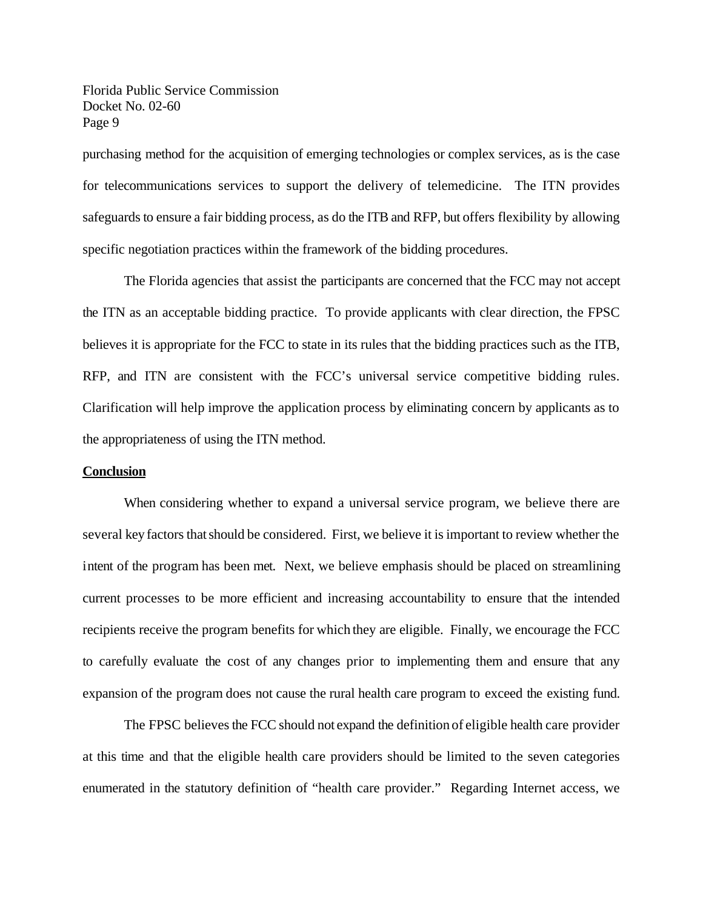purchasing method for the acquisition of emerging technologies or complex services, as is the case for telecommunications services to support the delivery of telemedicine. The ITN provides safeguards to ensure a fair bidding process, as do the ITB and RFP, but offers flexibility by allowing specific negotiation practices within the framework of the bidding procedures.

The Florida agencies that assist the participants are concerned that the FCC may not accept the ITN as an acceptable bidding practice. To provide applicants with clear direction, the FPSC believes it is appropriate for the FCC to state in its rules that the bidding practices such as the ITB, RFP, and ITN are consistent with the FCC's universal service competitive bidding rules. Clarification will help improve the application process by eliminating concern by applicants as to the appropriateness of using the ITN method.

**Conclusion**

When considering whether to expand a universal service program, we believe there are several key factors that should be considered. First, we believe it is important to review whether the intent of the program has been met. Next, we believe emphasis should be placed on streamlining current processes to be more efficient and increasing accountability to ensure that the intended recipients receive the program benefits for which they are eligible. Finally, we encourage the FCC to carefully evaluate the cost of any changes prior to implementing them and ensure that any expansion of the program does not cause the rural health care program to exceed the existing fund.

The FPSC believes the FCC should not expand the definition of eligible health care provider at this time and that the eligible health care providers should be limited to the seven categories enumerated in the statutory definition of "health care provider." Regarding Internet access, we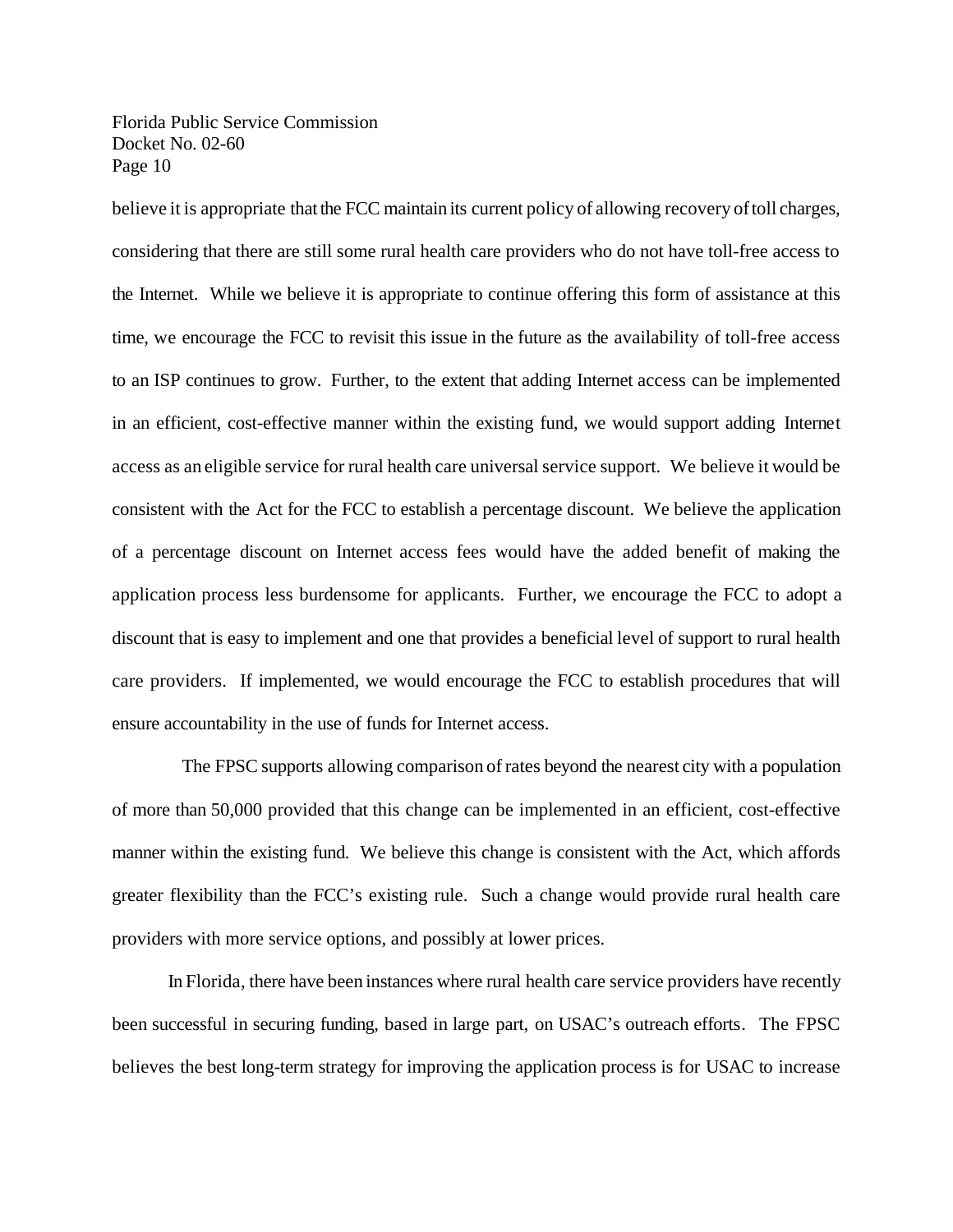believe it is appropriate that the FCC maintain its current policy of allowing recovery of toll charges, considering that there are still some rural health care providers who do not have toll-free access to the Internet. While we believe it is appropriate to continue offering this form of assistance at this time, we encourage the FCC to revisit this issue in the future as the availability of toll-free access to an ISP continues to grow. Further, to the extent that adding Internet access can be implemented in an efficient, cost-effective manner within the existing fund, we would support adding Internet access as an eligible service for rural health care universal service support. We believe it would be consistent with the Act for the FCC to establish a percentage discount. We believe the application of a percentage discount on Internet access fees would have the added benefit of making the application process less burdensome for applicants. Further, we encourage the FCC to adopt a discount that is easy to implement and one that provides a beneficial level of support to rural health care providers. If implemented, we would encourage the FCC to establish procedures that will ensure accountability in the use of funds for Internet access.

The FPSC supports allowing comparison of rates beyond the nearest city with a population of more than 50,000 provided that this change can be implemented in an efficient, cost-effective manner within the existing fund. We believe this change is consistent with the Act, which affords greater flexibility than the FCC's existing rule. Such a change would provide rural health care providers with more service options, and possibly at lower prices.

In Florida, there have been instances where rural health care service providers have recently been successful in securing funding, based in large part, on USAC's outreach efforts. The FPSC believes the best long-term strategy for improving the application process is for USAC to increase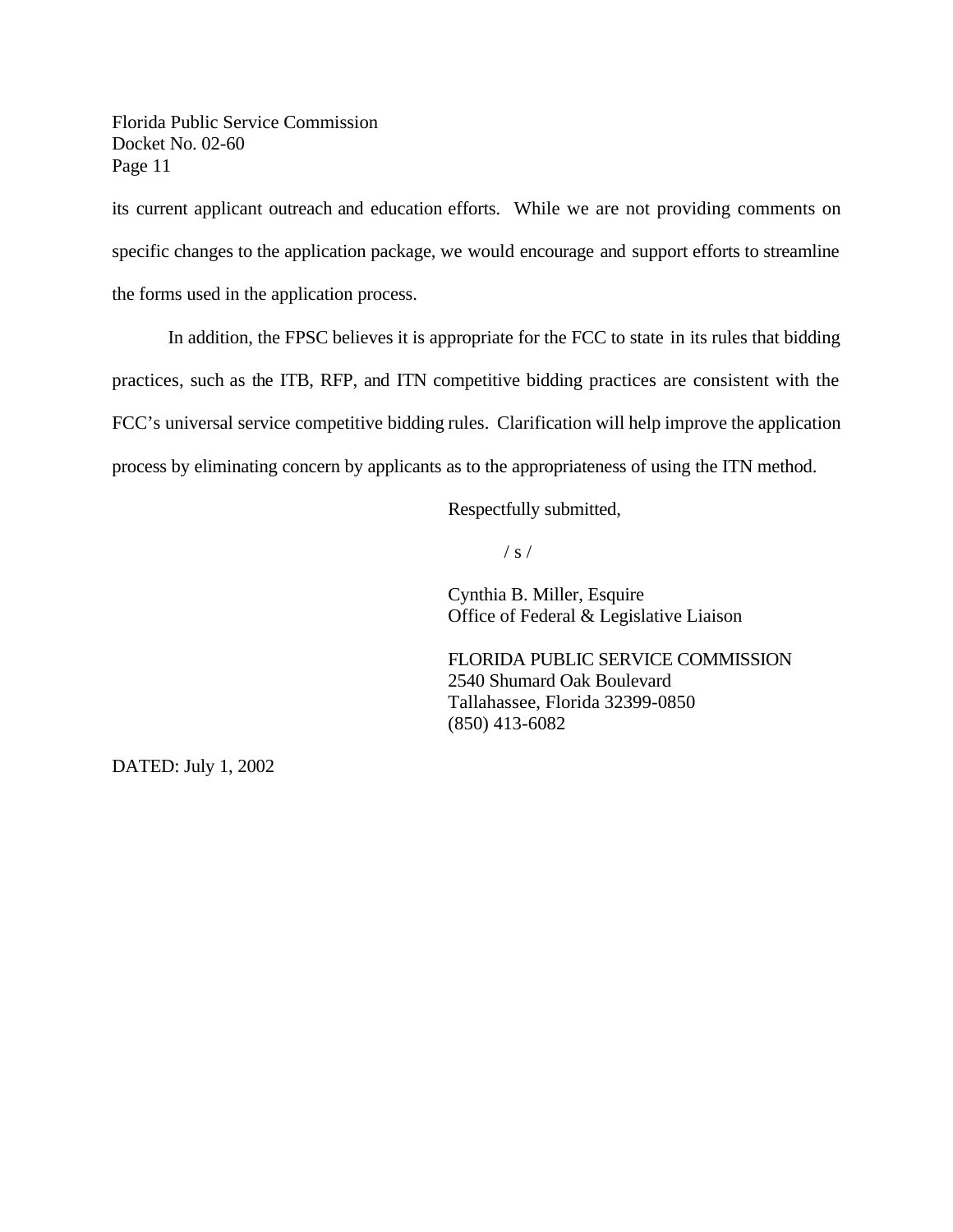its current applicant outreach and education efforts. While we are not providing comments on specific changes to the application package, we would encourage and support efforts to streamline the forms used in the application process.

In addition, the FPSC believes it is appropriate for the FCC to state in its rules that bidding practices, such as the ITB, RFP, and ITN competitive bidding practices are consistent with the FCC's universal service competitive bidding rules. Clarification will help improve the application process by eliminating concern by applicants as to the appropriateness of using the ITN method.

Respectfully submitted,

/ s /

Cynthia B. Miller, Esquire
Office of Federal & Legislative Liaison

FLORIDA PUBLIC SERVICE COMMISSION
2540 Shumard Oak Boulevard
Tallahassee, Florida 32399-0850
(850) 413-6082

DATED: July 1, 2002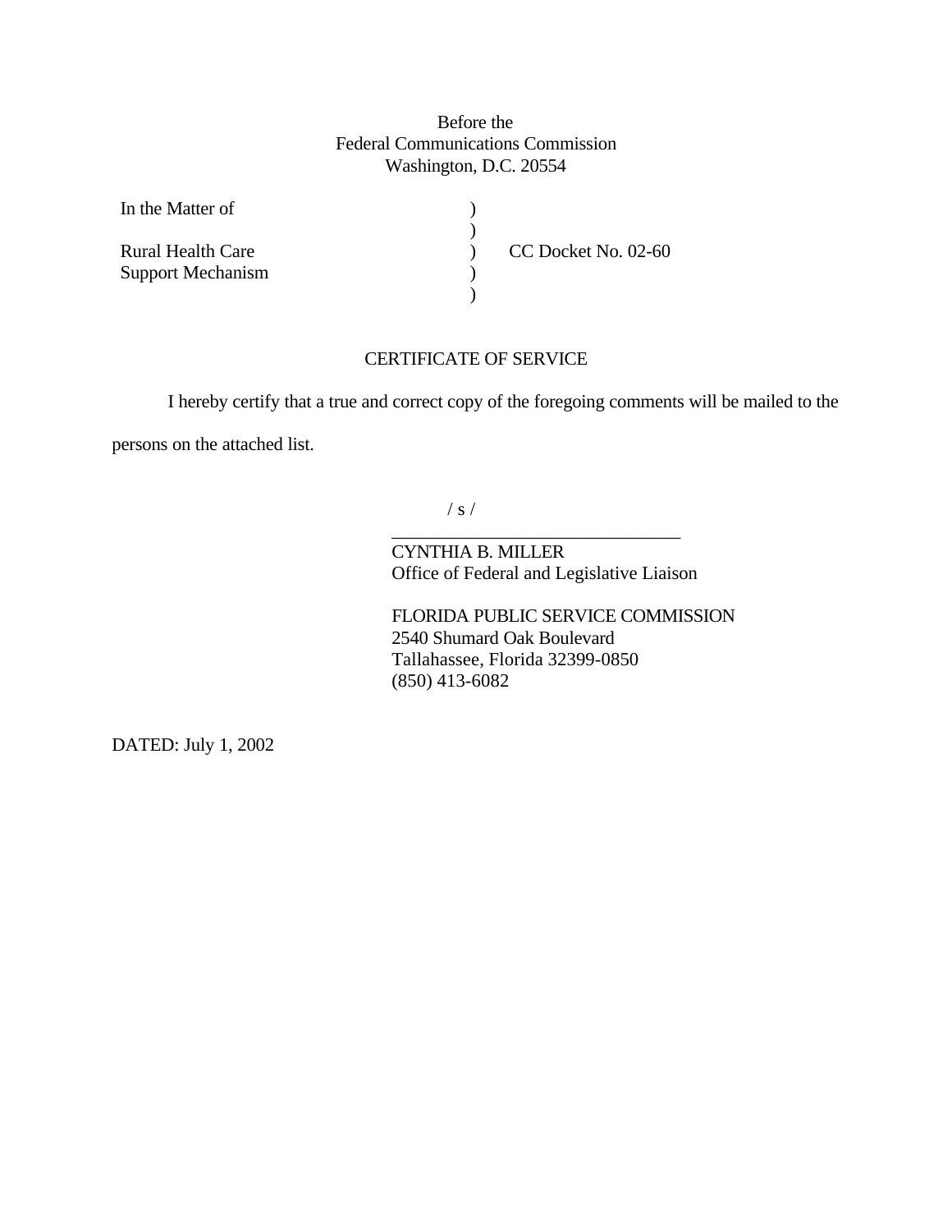Before the
Federal Communications Commission
Washington, D.C. 20554

| | | |
|---|---|---|
| In the Matter of | ) | |
| | ) | |
| Rural Health Care | ) | CC Docket No. 02-60 |
| Support Mechanism | ) | |
| | ) | |

CERTIFICATE OF SERVICE

I hereby certify that a true and correct copy of the foregoing comments will be mailed to the persons on the attached list.

/ s /
_______________________________
CYNTHIA B. MILLER
Office of Federal and Legislative Liaison

FLORIDA PUBLIC SERVICE COMMISSION
2540 Shumard Oak Boulevard
Tallahassee, Florida 32399-0850
(850) 413-6082

DATED: July 1, 2002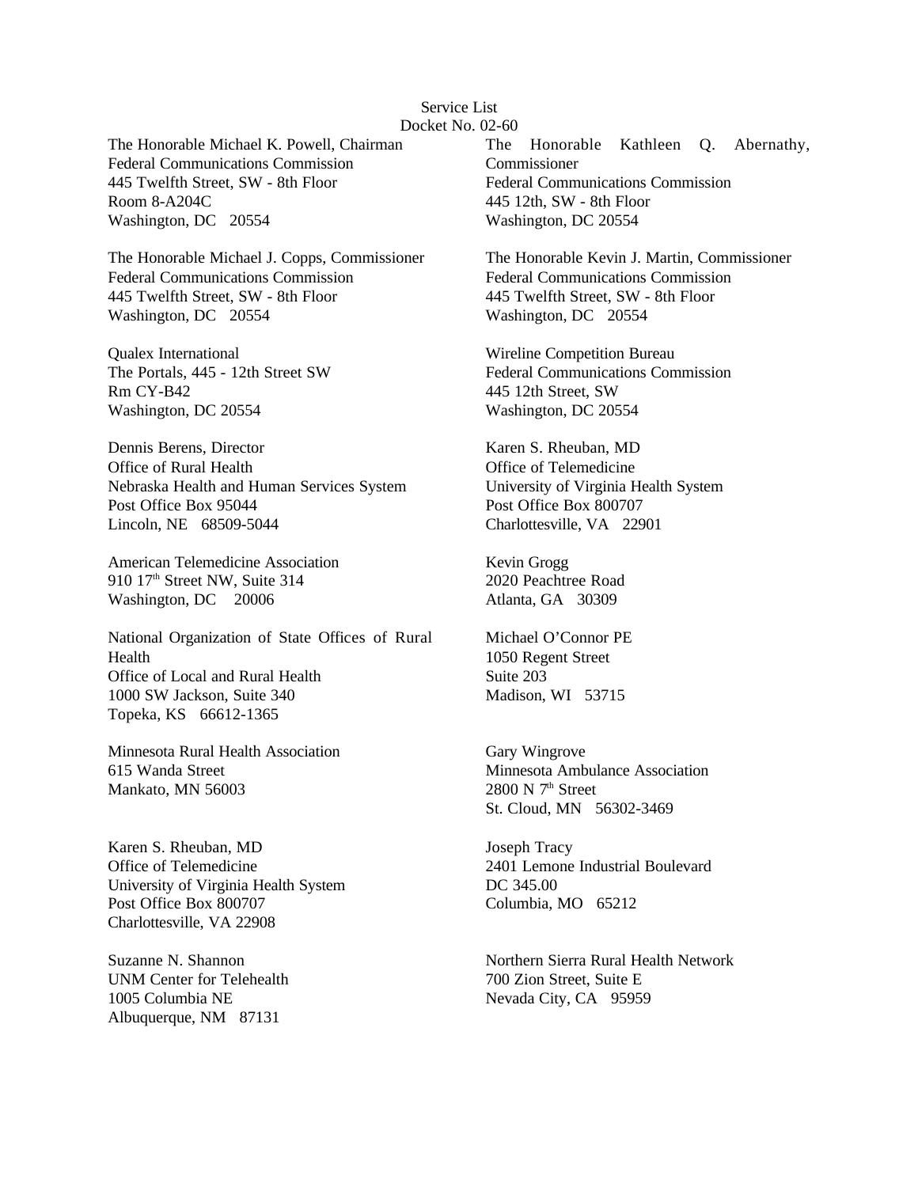Service List
Docket No. 02-60

The Honorable Michael K. Powell, Chairman
Federal Communications Commission
445 Twelfth Street, SW - 8th Floor
Room 8-A204C
Washington, DC 20554

The Honorable Kathleen Q. Abernathy, Commissioner
Federal Communications Commission
445 12th, SW - 8th Floor
Washington, DC 20554

The Honorable Michael J. Copps, Commissioner
Federal Communications Commission
445 Twelfth Street, SW - 8th Floor
Washington, DC 20554

The Honorable Kevin J. Martin, Commissioner
Federal Communications Commission
445 Twelfth Street, SW - 8th Floor
Washington, DC 20554

Qualex International
The Portals, 445 - 12th Street SW
Rm CY-B42
Washington, DC 20554

Wireline Competition Bureau
Federal Communications Commission
445 12th Street, SW
Washington, DC 20554

Dennis Berens, Director
Office of Rural Health
Nebraska Health and Human Services System
Post Office Box 95044
Lincoln, NE 68509-5044

Karen S. Rheuban, MD
Office of Telemedicine
University of Virginia Health System
Post Office Box 800707
Charlottesville, VA 22901

American Telemedicine Association
910 17th Street NW, Suite 314
Washington, DC 20006

Kevin Grogg
2020 Peachtree Road
Atlanta, GA 30309

National Organization of State Offices of Rural Health
Office of Local and Rural Health
1000 SW Jackson, Suite 340
Topeka, KS 66612-1365

Michael O'Connor PE
1050 Regent Street
Suite 203
Madison, WI 53715

Minnesota Rural Health Association
615 Wanda Street
Mankato, MN 56003

Gary Wingrove
Minnesota Ambulance Association
2800 N 7th Street
St. Cloud, MN 56302-3469

Karen S. Rheuban, MD
Office of Telemedicine
University of Virginia Health System
Post Office Box 800707
Charlottesville, VA 22908

Joseph Tracy
2401 Lemone Industrial Boulevard
DC 345.00
Columbia, MO 65212

Suzanne N. Shannon
UNM Center for Telehealth
1005 Columbia NE
Albuquerque, NM 87131

Northern Sierra Rural Health Network
700 Zion Street, Suite E
Nevada City, CA 95959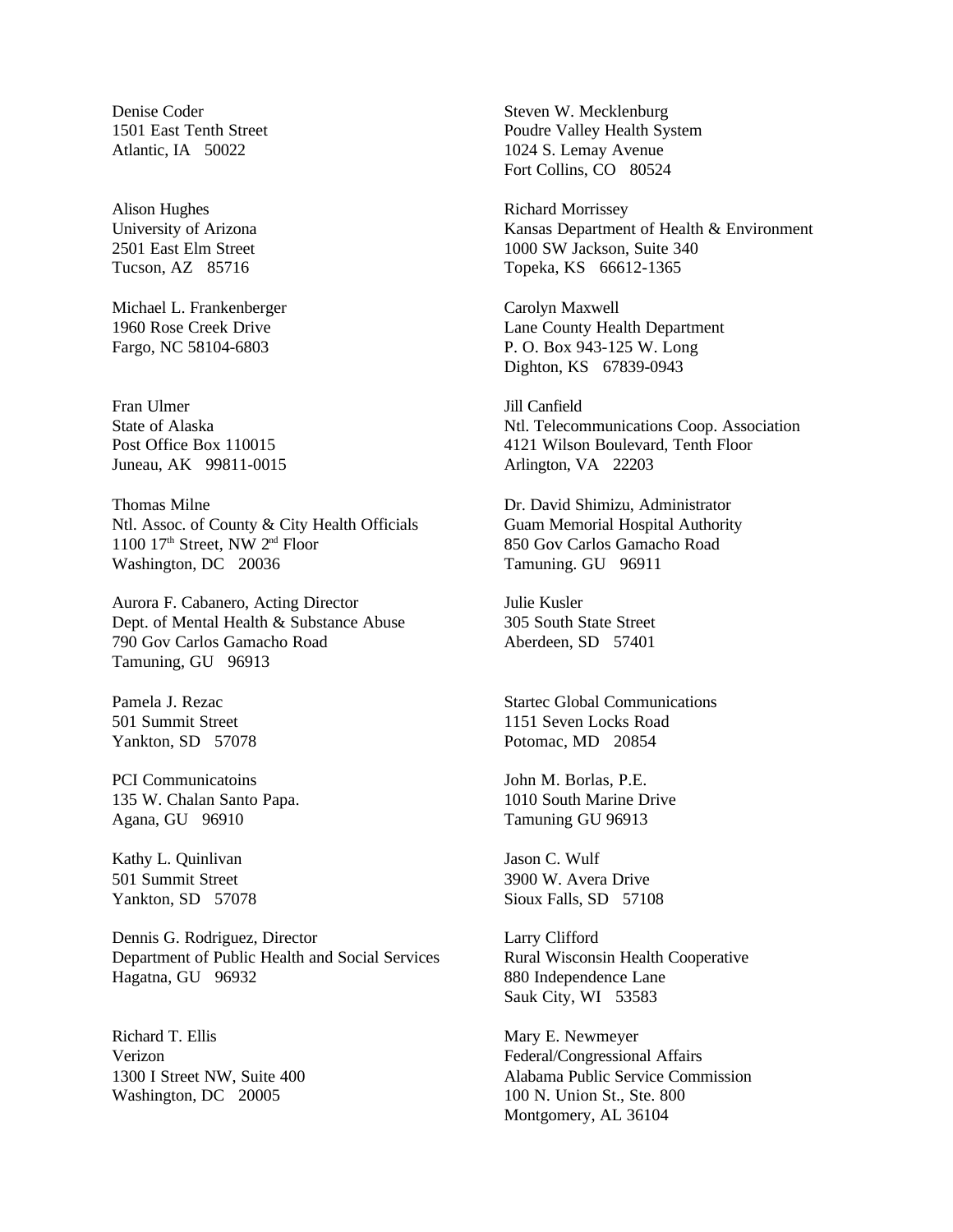Denise Coder
1501 East Tenth Street
Atlantic, IA 50022

Alison Hughes
University of Arizona
2501 East Elm Street
Tucson, AZ 85716

Michael L. Frankenberger
1960 Rose Creek Drive
Fargo, NC 58104-6803

Fran Ulmer
State of Alaska
Post Office Box 110015
Juneau, AK 99811-0015

Thomas Milne
Ntl. Assoc. of County & City Health Officials
1100 17th Street, NW 2nd Floor
Washington, DC 20036

Aurora F. Cabanero, Acting Director
Dept. of Mental Health & Substance Abuse
790 Gov Carlos Gamacho Road
Tamuning, GU 96913

Pamela J. Rezac
501 Summit Street
Yankton, SD 57078

PCI Communicatoins
135 W. Chalan Santo Papa.
Agana, GU 96910

Kathy L. Quinlivan
501 Summit Street
Yankton, SD 57078

Dennis G. Rodriguez, Director
Department of Public Health and Social Services
Hagatna, GU 96932

Richard T. Ellis
Verizon
1300 I Street NW, Suite 400
Washington, DC 20005

Steven W. Mecklenburg
Poudre Valley Health System
1024 S. Lemay Avenue
Fort Collins, CO 80524

Richard Morrissey
Kansas Department of Health & Environment
1000 SW Jackson, Suite 340
Topeka, KS 66612-1365

Carolyn Maxwell
Lane County Health Department
P. O. Box 943-125 W. Long
Dighton, KS 67839-0943

Jill Canfield
Ntl. Telecommunications Coop. Association
4121 Wilson Boulevard, Tenth Floor
Arlington, VA 22203

Dr. David Shimizu, Administrator
Guam Memorial Hospital Authority
850 Gov Carlos Gamacho Road
Tamuning. GU 96911

Julie Kusler
305 South State Street
Aberdeen, SD 57401

Startec Global Communications
1151 Seven Locks Road
Potomac, MD 20854

John M. Borlas, P.E.
1010 South Marine Drive
Tamuning GU 96913

Jason C. Wulf
3900 W. Avera Drive
Sioux Falls, SD 57108

Larry Clifford
Rural Wisconsin Health Cooperative
880 Independence Lane
Sauk City, WI 53583

Mary E. Newmeyer
Federal/Congressional Affairs
Alabama Public Service Commission
100 N. Union St., Ste. 800
Montgomery, AL 36104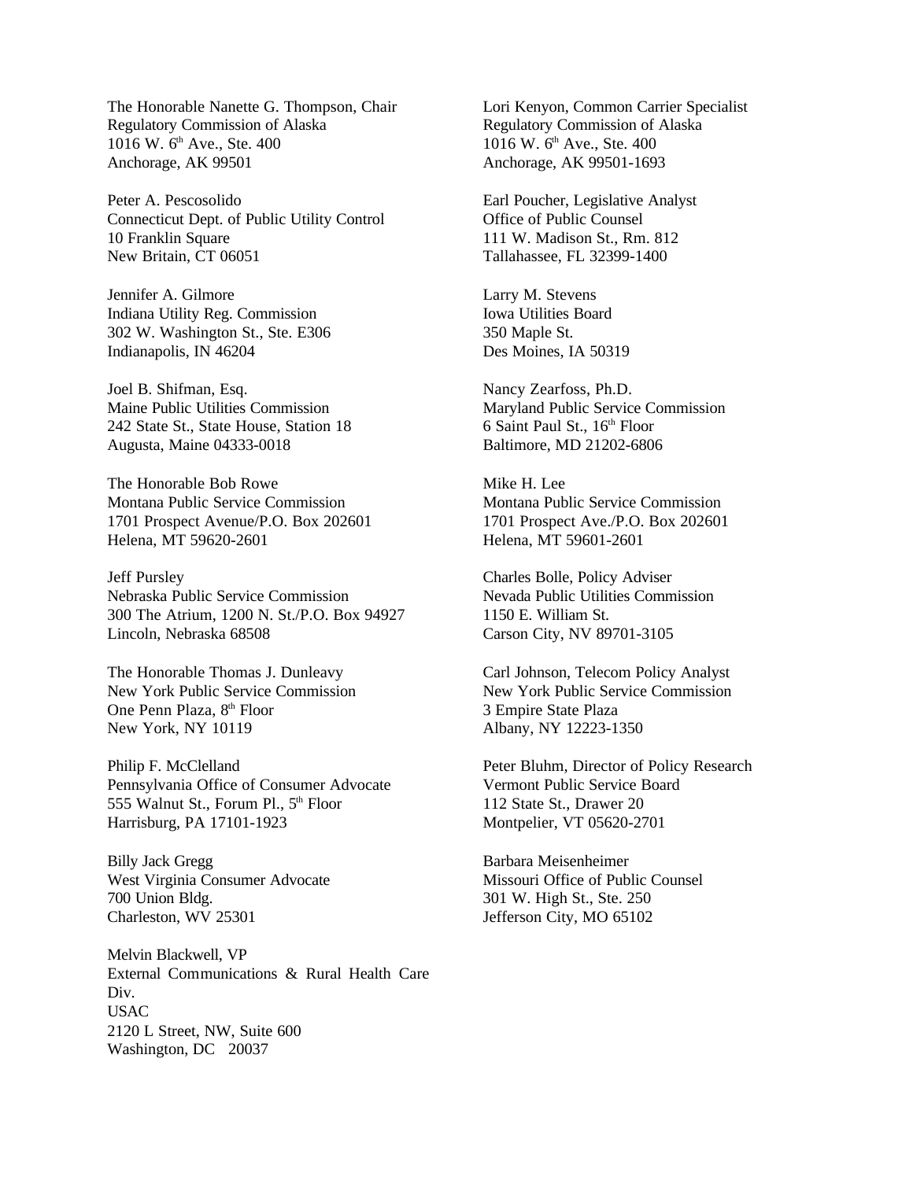The Honorable Nanette G. Thompson, Chair
Regulatory Commission of Alaska
1016 W. 6th Ave., Ste. 400
Anchorage, AK 99501

Lori Kenyon, Common Carrier Specialist
Regulatory Commission of Alaska
1016 W. 6th Ave., Ste. 400
Anchorage, AK 99501-1693

Peter A. Pescosolido
Connecticut Dept. of Public Utility Control
10 Franklin Square
New Britain, CT 06051

Earl Poucher, Legislative Analyst
Office of Public Counsel
111 W. Madison St., Rm. 812
Tallahassee, FL 32399-1400

Jennifer A. Gilmore
Indiana Utility Reg. Commission
302 W. Washington St., Ste. E306
Indianapolis, IN 46204

Larry M. Stevens
Iowa Utilities Board
350 Maple St.
Des Moines, IA 50319

Joel B. Shifman, Esq.
Maine Public Utilities Commission
242 State St., State House, Station 18
Augusta, Maine 04333-0018

Nancy Zearfoss, Ph.D.
Maryland Public Service Commission
6 Saint Paul St., 16th Floor
Baltimore, MD 21202-6806

The Honorable Bob Rowe
Montana Public Service Commission
1701 Prospect Avenue/P.O. Box 202601
Helena, MT 59620-2601

Mike H. Lee
Montana Public Service Commission
1701 Prospect Ave./P.O. Box 202601
Helena, MT 59601-2601

Jeff Pursley
Nebraska Public Service Commission
300 The Atrium, 1200 N. St./P.O. Box 94927
Lincoln, Nebraska 68508

Charles Bolle, Policy Adviser
Nevada Public Utilities Commission
1150 E. William St.
Carson City, NV 89701-3105

The Honorable Thomas J. Dunleavy
New York Public Service Commission
One Penn Plaza, 8th Floor
New York, NY 10119

Carl Johnson, Telecom Policy Analyst
New York Public Service Commission
3 Empire State Plaza
Albany, NY 12223-1350

Philip F. McClelland
Pennsylvania Office of Consumer Advocate
555 Walnut St., Forum Pl., 5th Floor
Harrisburg, PA 17101-1923

Peter Bluhm, Director of Policy Research
Vermont Public Service Board
112 State St., Drawer 20
Montpelier, VT 05620-2701

Billy Jack Gregg
West Virginia Consumer Advocate
700 Union Bldg.
Charleston, WV 25301

Barbara Meisenheimer
Missouri Office of Public Counsel
301 W. High St., Ste. 250
Jefferson City, MO 65102

Melvin Blackwell, VP
External Communications & Rural Health Care Div.
USAC
2120 L Street, NW, Suite 600
Washington, DC 20037